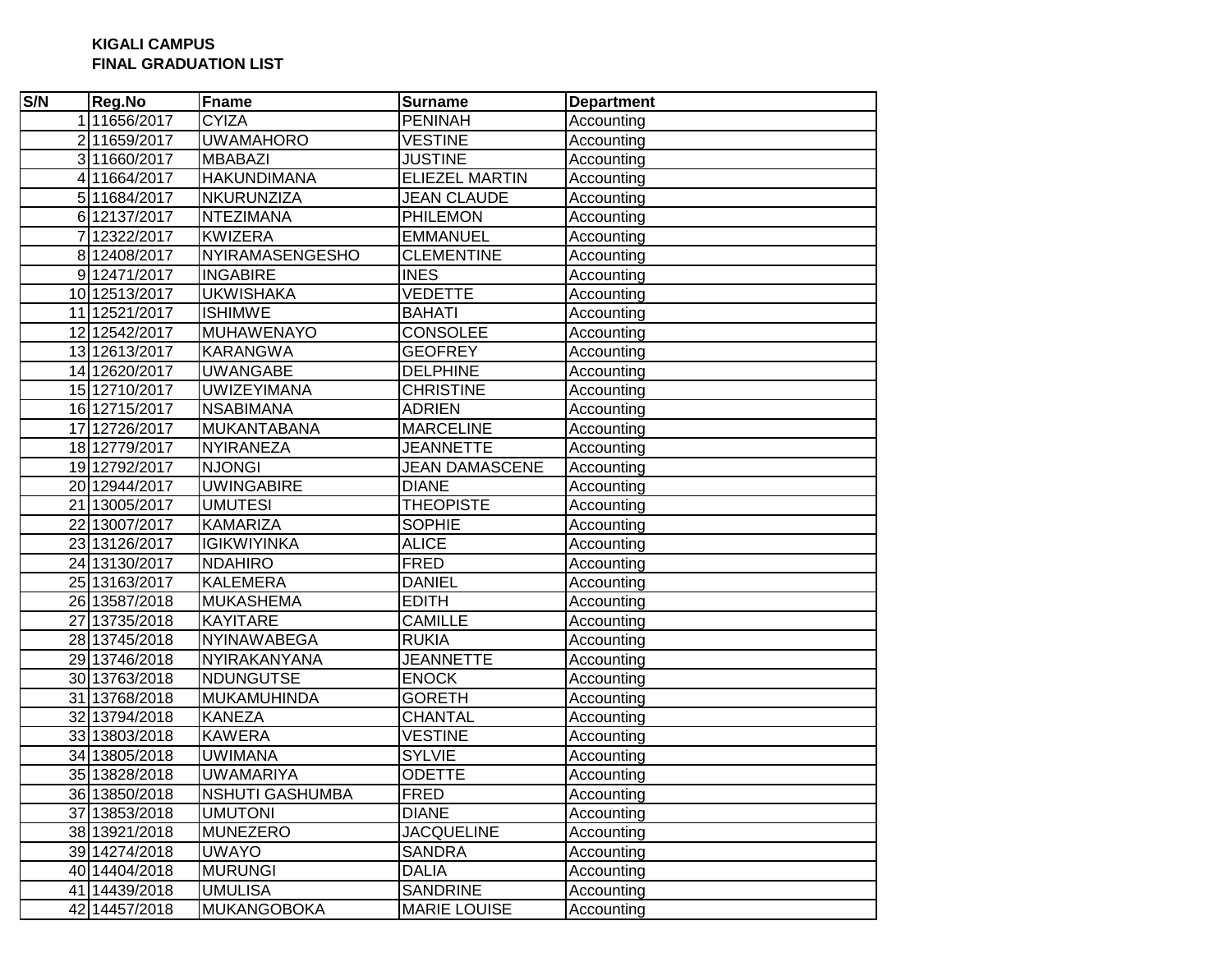**KIGALI CAMPUS**
**FINAL GRADUATION LIST**

| S/N | Reg.No | Fname | Surname | Department |
|---|---|---|---|---|
| 1 | 11656/2017 | CYIZA | PENINAH | Accounting |
| 2 | 11659/2017 | UWAMAHORO | VESTINE | Accounting |
| 3 | 11660/2017 | MBABAZI | JUSTINE | Accounting |
| 4 | 11664/2017 | HAKUNDIMANA | ELIEZEL MARTIN | Accounting |
| 5 | 11684/2017 | NKURUNZIZA | JEAN CLAUDE | Accounting |
| 6 | 12137/2017 | NTEZIMANA | PHILEMON | Accounting |
| 7 | 12322/2017 | KWIZERA | EMMANUEL | Accounting |
| 8 | 12408/2017 | NYIRAMASENGESHO | CLEMENTINE | Accounting |
| 9 | 12471/2017 | INGABIRE | INES | Accounting |
| 10 | 12513/2017 | UKWISHAKA | VEDETTE | Accounting |
| 11 | 12521/2017 | ISHIMWE | BAHATI | Accounting |
| 12 | 12542/2017 | MUHAWENAYO | CONSOLEE | Accounting |
| 13 | 12613/2017 | KARANGWA | GEOFREY | Accounting |
| 14 | 12620/2017 | UWANGABE | DELPHINE | Accounting |
| 15 | 12710/2017 | UWIZEYIMANA | CHRISTINE | Accounting |
| 16 | 12715/2017 | NSABIMANA | ADRIEN | Accounting |
| 17 | 12726/2017 | MUKANTABANA | MARCELINE | Accounting |
| 18 | 12779/2017 | NYIRANEZA | JEANNETTE | Accounting |
| 19 | 12792/2017 | NJONGI | JEAN DAMASCENE | Accounting |
| 20 | 12944/2017 | UWINGABIRE | DIANE | Accounting |
| 21 | 13005/2017 | UMUTESI | THEOPISTE | Accounting |
| 22 | 13007/2017 | KAMARIZA | SOPHIE | Accounting |
| 23 | 13126/2017 | IGIKWIYINKA | ALICE | Accounting |
| 24 | 13130/2017 | NDAHIRO | FRED | Accounting |
| 25 | 13163/2017 | KALEMERA | DANIEL | Accounting |
| 26 | 13587/2018 | MUKASHEMA | EDITH | Accounting |
| 27 | 13735/2018 | KAYITARE | CAMILLE | Accounting |
| 28 | 13745/2018 | NYINAWABEGA | RUKIA | Accounting |
| 29 | 13746/2018 | NYIRAKANYANA | JEANNETTE | Accounting |
| 30 | 13763/2018 | NDUNGUTSE | ENOCK | Accounting |
| 31 | 13768/2018 | MUKAMUHINDA | GORETH | Accounting |
| 32 | 13794/2018 | KANEZA | CHANTAL | Accounting |
| 33 | 13803/2018 | KAWERA | VESTINE | Accounting |
| 34 | 13805/2018 | UWIMANA | SYLVIE | Accounting |
| 35 | 13828/2018 | UWAMARIYA | ODETTE | Accounting |
| 36 | 13850/2018 | NSHUTI GASHUMBA | FRED | Accounting |
| 37 | 13853/2018 | UMUTONI | DIANE | Accounting |
| 38 | 13921/2018 | MUNEZERO | JACQUELINE | Accounting |
| 39 | 14274/2018 | UWAYO | SANDRA | Accounting |
| 40 | 14404/2018 | MURUNGI | DALIA | Accounting |
| 41 | 14439/2018 | UMULISA | SANDRINE | Accounting |
| 42 | 14457/2018 | MUKANGOBOKA | MARIE LOUISE | Accounting |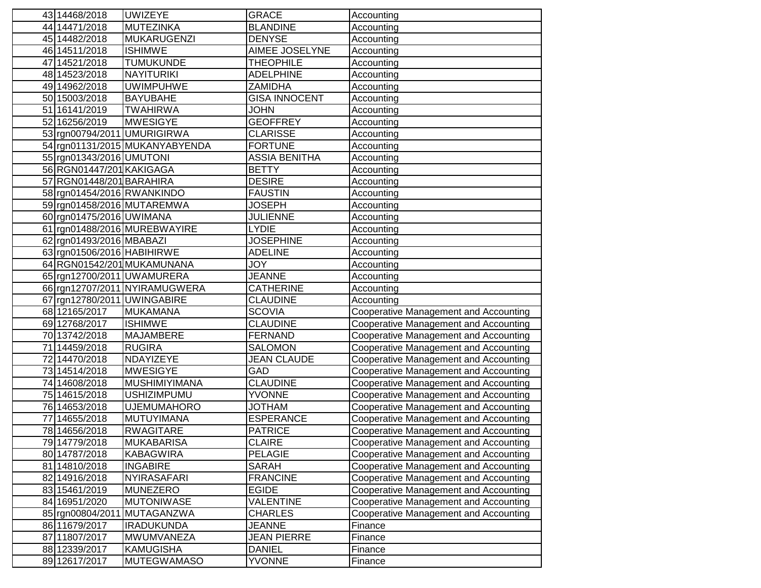| 43 | 14468/2018 | UWIZEYE | GRACE | Accounting |
|---|---|---|---|---|
| 44 | 14471/2018 | MUTEZINKA | BLANDINE | Accounting |
| 45 | 14482/2018 | MUKARUGENZI | DENYSE | Accounting |
| 46 | 14511/2018 | ISHIMWE | AIMEE JOSELYNE | Accounting |
| 47 | 14521/2018 | TUMUKUNDE | THEOPHILE | Accounting |
| 48 | 14523/2018 | NAYITURIKI | ADELPHINE | Accounting |
| 49 | 14962/2018 | UWIMPUHWE | ZAMIDHA | Accounting |
| 50 | 15003/2018 | BAYUBAHE | GISA INNOCENT | Accounting |
| 51 | 16141/2019 | TWAHIRWA | JOHN | Accounting |
| 52 | 16256/2019 | MWESIGYE | GEOFFREY | Accounting |
| 53 | rgn00794/2011 | UMURIGIRWA | CLARISSE | Accounting |
| 54 | rgn01131/2015 | MUKANYABYENDA | FORTUNE | Accounting |
| 55 | rgn01343/2016 | UMUTONI | ASSIA BENITHA | Accounting |
| 56 | RGN01447/201 | KAKIGAGA | BETTY | Accounting |
| 57 | RGN01448/201 | BARAHIRA | DESIRE | Accounting |
| 58 | rgn01454/2016 | RWANKINDO | FAUSTIN | Accounting |
| 59 | rgn01458/2016 | MUTAREMWA | JOSEPH | Accounting |
| 60 | rgn01475/2016 | UWIMANA | JULIENNE | Accounting |
| 61 | rgn01488/2016 | MUREBWAYIRE | LYDIE | Accounting |
| 62 | rgn01493/2016 | MBABAZI | JOSEPHINE | Accounting |
| 63 | rgn01506/2016 | HABIHIRWE | ADELINE | Accounting |
| 64 | RGN01542/201 | MUKAMUNANA | JOY | Accounting |
| 65 | rgn12700/2011 | UWAMURERA | JEANNE | Accounting |
| 66 | rgn12707/2011 | NYIRAMUGWERA | CATHERINE | Accounting |
| 67 | rgn12780/2011 | UWINGABIRE | CLAUDINE | Accounting |
| 68 | 12165/2017 | MUKAMANA | SCOVIA | Cooperative Management and Accounting |
| 69 | 12768/2017 | ISHIMWE | CLAUDINE | Cooperative Management and Accounting |
| 70 | 13742/2018 | MAJAMBERE | FERNAND | Cooperative Management and Accounting |
| 71 | 14459/2018 | RUGIRA | SALOMON | Cooperative Management and Accounting |
| 72 | 14470/2018 | NDAYIZEYE | JEAN CLAUDE | Cooperative Management and Accounting |
| 73 | 14514/2018 | MWESIGYE | GAD | Cooperative Management and Accounting |
| 74 | 14608/2018 | MUSHIMIYIMANA | CLAUDINE | Cooperative Management and Accounting |
| 75 | 14615/2018 | USHIZIMPUMU | YVONNE | Cooperative Management and Accounting |
| 76 | 14653/2018 | UJEMUMAHORO | JOTHAM | Cooperative Management and Accounting |
| 77 | 14655/2018 | MUTUYIMANA | ESPERANCE | Cooperative Management and Accounting |
| 78 | 14656/2018 | RWAGITARE | PATRICE | Cooperative Management and Accounting |
| 79 | 14779/2018 | MUKABARISA | CLAIRE | Cooperative Management and Accounting |
| 80 | 14787/2018 | KABAGWIRA | PELAGIE | Cooperative Management and Accounting |
| 81 | 14810/2018 | INGABIRE | SARAH | Cooperative Management and Accounting |
| 82 | 14916/2018 | NYIRASAFARI | FRANCINE | Cooperative Management and Accounting |
| 83 | 15461/2019 | MUNEZERO | EGIDE | Cooperative Management and Accounting |
| 84 | 16951/2020 | MUTONIWASE | VALENTINE | Cooperative Management and Accounting |
| 85 | rgn00804/2011 | MUTAGANZWA | CHARLES | Cooperative Management and Accounting |
| 86 | 11679/2017 | IRADUKUNDA | JEANNE | Finance |
| 87 | 11807/2017 | MWUMVANEZA | JEAN PIERRE | Finance |
| 88 | 12339/2017 | KAMUGISHA | DANIEL | Finance |
| 89 | 12617/2017 | MUTEGWAMASO | YVONNE | Finance |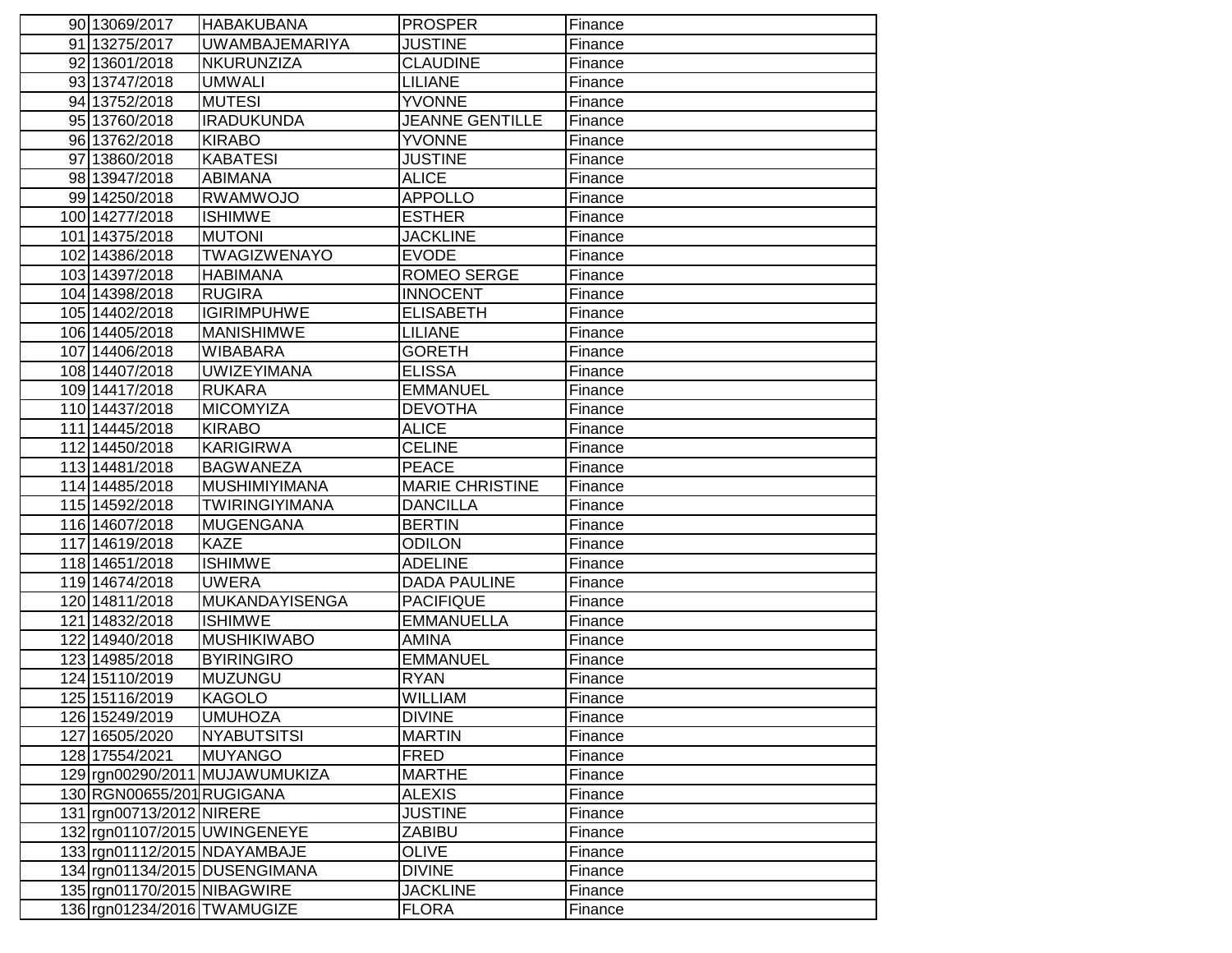| | | | | |
|---|---|---|---|---|
| 90 | 13069/2017 | HABAKUBANA | PROSPER | Finance |
| 91 | 13275/2017 | UWAMBAJEMARIYA | JUSTINE | Finance |
| 92 | 13601/2018 | NKURUNZIZA | CLAUDINE | Finance |
| 93 | 13747/2018 | UMWALI | LILIANE | Finance |
| 94 | 13752/2018 | MUTESI | YVONNE | Finance |
| 95 | 13760/2018 | IRADUKUNDA | JEANNE GENTILLE | Finance |
| 96 | 13762/2018 | KIRABO | YVONNE | Finance |
| 97 | 13860/2018 | KABATESI | JUSTINE | Finance |
| 98 | 13947/2018 | ABIMANA | ALICE | Finance |
| 99 | 14250/2018 | RWAMWOJO | APPOLLO | Finance |
| 100 | 14277/2018 | ISHIMWE | ESTHER | Finance |
| 101 | 14375/2018 | MUTONI | JACKLINE | Finance |
| 102 | 14386/2018 | TWAGIZWENAYO | EVODE | Finance |
| 103 | 14397/2018 | HABIMANA | ROMEO SERGE | Finance |
| 104 | 14398/2018 | RUGIRA | INNOCENT | Finance |
| 105 | 14402/2018 | IGIRIMPUHWE | ELISABETH | Finance |
| 106 | 14405/2018 | MANISHIMWE | LILIANE | Finance |
| 107 | 14406/2018 | WIBABARA | GORETH | Finance |
| 108 | 14407/2018 | UWIZEYIMANA | ELISSA | Finance |
| 109 | 14417/2018 | RUKARA | EMMANUEL | Finance |
| 110 | 14437/2018 | MICOMYIZA | DEVOTHA | Finance |
| 111 | 14445/2018 | KIRABO | ALICE | Finance |
| 112 | 14450/2018 | KARIGIRWA | CELINE | Finance |
| 113 | 14481/2018 | BAGWANEZA | PEACE | Finance |
| 114 | 14485/2018 | MUSHIMIYIMANA | MARIE CHRISTINE | Finance |
| 115 | 14592/2018 | TWIRINGIYIMANA | DANCILLA | Finance |
| 116 | 14607/2018 | MUGENGANA | BERTIN | Finance |
| 117 | 14619/2018 | KAZE | ODILON | Finance |
| 118 | 14651/2018 | ISHIMWE | ADELINE | Finance |
| 119 | 14674/2018 | UWERA | DADA PAULINE | Finance |
| 120 | 14811/2018 | MUKANDAYISENGA | PACIFIQUE | Finance |
| 121 | 14832/2018 | ISHIMWE | EMMANUELLA | Finance |
| 122 | 14940/2018 | MUSHIKIWABO | AMINA | Finance |
| 123 | 14985/2018 | BYIRINGIRO | EMMANUEL | Finance |
| 124 | 15110/2019 | MUZUNGU | RYAN | Finance |
| 125 | 15116/2019 | KAGOLO | WILLIAM | Finance |
| 126 | 15249/2019 | UMUHOZA | DIVINE | Finance |
| 127 | 16505/2020 | NYABUTSITSI | MARTIN | Finance |
| 128 | 17554/2021 | MUYANGO | FRED | Finance |
| 129 | rgn00290/2011 | MUJAWUMUKIZA | MARTHE | Finance |
| 130 | RGN00655/201 | RUGIGANA | ALEXIS | Finance |
| 131 | rgn00713/2012 | NIRERE | JUSTINE | Finance |
| 132 | rgn01107/2015 | UWINGENEYE | ZABIBU | Finance |
| 133 | rgn01112/2015 | NDAYAMBAJE | OLIVE | Finance |
| 134 | rgn01134/2015 | DUSENGIMANA | DIVINE | Finance |
| 135 | rgn01170/2015 | NIBAGWIRE | JACKLINE | Finance |
| 136 | rgn01234/2016 | TWAMUGIZE | FLORA | Finance |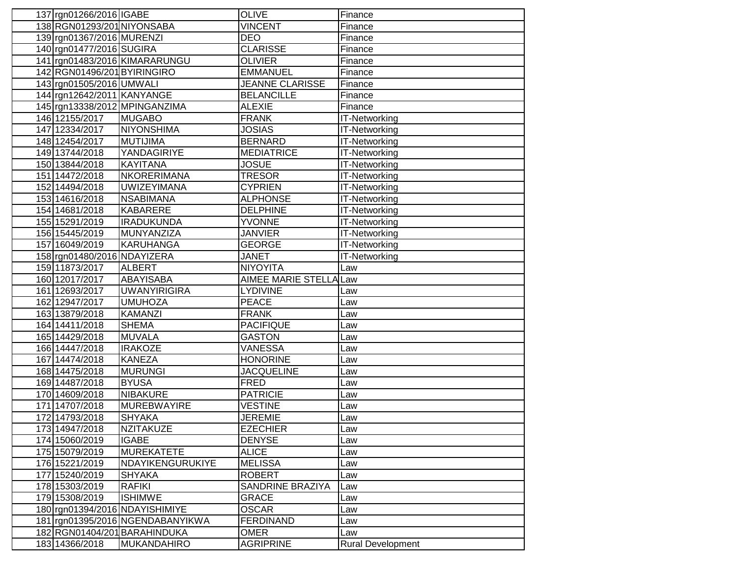| | | | | |
|---|---|---|---|---|
| 137 | rgn01266/2016 | IGABE | OLIVE | Finance |
| 138 | RGN01293/201 | NIYONSABA | VINCENT | Finance |
| 139 | rgn01367/2016 | MURENZI | DEO | Finance |
| 140 | rgn01477/2016 | SUGIRA | CLARISSE | Finance |
| 141 | rgn01483/2016 | KIMARARUNGU | OLIVIER | Finance |
| 142 | RGN01496/201 | BYIRINGIRO | EMMANUEL | Finance |
| 143 | rgn01505/2016 | UMWALI | JEANNE CLARISSE | Finance |
| 144 | rgn12642/2011 | KANYANGE | BELANCILLE | Finance |
| 145 | rgn13338/2012 | MPINGANZIMA | ALEXIE | Finance |
| 146 | 12155/2017 | MUGABO | FRANK | IT-Networking |
| 147 | 12334/2017 | NIYONSHIMA | JOSIAS | IT-Networking |
| 148 | 12454/2017 | MUTIJIMA | BERNARD | IT-Networking |
| 149 | 13744/2018 | YANDAGIRIYE | MEDIATRICE | IT-Networking |
| 150 | 13844/2018 | KAYITANA | JOSUE | IT-Networking |
| 151 | 14472/2018 | NKORERIMANA | TRESOR | IT-Networking |
| 152 | 14494/2018 | UWIZEYIMANA | CYPRIEN | IT-Networking |
| 153 | 14616/2018 | NSABIMANA | ALPHONSE | IT-Networking |
| 154 | 14681/2018 | KABARERE | DELPHINE | IT-Networking |
| 155 | 15291/2019 | IRADUKUNDA | YVONNE | IT-Networking |
| 156 | 15445/2019 | MUNYANZIZA | JANVIER | IT-Networking |
| 157 | 16049/2019 | KARUHANGA | GEORGE | IT-Networking |
| 158 | rgn01480/2016 | NDAYIZERA | JANET | IT-Networking |
| 159 | 11873/2017 | ALBERT | NIYOYITA | Law |
| 160 | 12017/2017 | ABAYISABA | AIMEE MARIE STELLA | Law |
| 161 | 12693/2017 | UWANYIRIGIRA | LYDIVINE | Law |
| 162 | 12947/2017 | UMUHOZA | PEACE | Law |
| 163 | 13879/2018 | KAMANZI | FRANK | Law |
| 164 | 14411/2018 | SHEMA | PACIFIQUE | Law |
| 165 | 14429/2018 | MUVALA | GASTON | Law |
| 166 | 14447/2018 | IRAKOZE | VANESSA | Law |
| 167 | 14474/2018 | KANEZA | HONORINE | Law |
| 168 | 14475/2018 | MURUNGI | JACQUELINE | Law |
| 169 | 14487/2018 | BYUSA | FRED | Law |
| 170 | 14609/2018 | NIBAKURE | PATRICIE | Law |
| 171 | 14707/2018 | MUREBWAYIRE | VESTINE | Law |
| 172 | 14793/2018 | SHYAKA | JEREMIE | Law |
| 173 | 14947/2018 | NZITAKUZE | EZECHIER | Law |
| 174 | 15060/2019 | IGABE | DENYSE | Law |
| 175 | 15079/2019 | MUREKATETE | ALICE | Law |
| 176 | 15221/2019 | NDAYIKENGURUKIYE | MELISSA | Law |
| 177 | 15240/2019 | SHYAKA | ROBERT | Law |
| 178 | 15303/2019 | RAFIKI | SANDRINE BRAZIYA | Law |
| 179 | 15308/2019 | ISHIMWE | GRACE | Law |
| 180 | rgn01394/2016 | NDAYISHIMIYE | OSCAR | Law |
| 181 | rgn01395/2016 | NGENDABANYIKWA | FERDINAND | Law |
| 182 | RGN01404/201 | BARAHINDUKA | OMER | Law |
| 183 | 14366/2018 | MUKANDAHIRO | AGRIPRINE | Rural Development |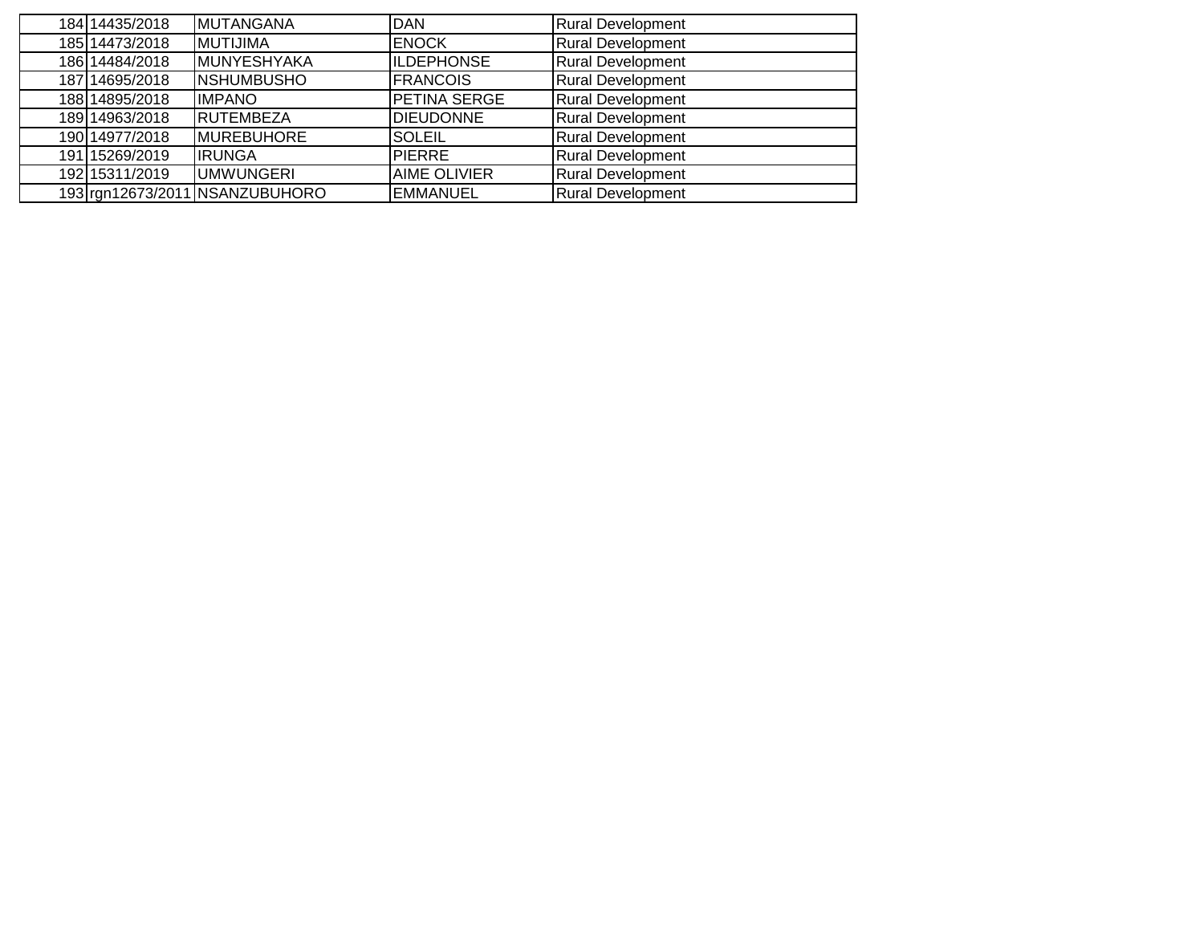| | | | | |
|---|---|---|---|---|
| 184 | 14435/2018 | MUTANGANA | DAN | Rural Development |
| 185 | 14473/2018 | MUTIJIMA | ENOCK | Rural Development |
| 186 | 14484/2018 | MUNYESHYAKA | ILDEPHONSE | Rural Development |
| 187 | 14695/2018 | NSHUMBUSHO | FRANCOIS | Rural Development |
| 188 | 14895/2018 | IMPANO | PETINA SERGE | Rural Development |
| 189 | 14963/2018 | RUTEMBEZA | DIEUDONNE | Rural Development |
| 190 | 14977/2018 | MUREBUHORE | SOLEIL | Rural Development |
| 191 | 15269/2019 | IRUNGA | PIERRE | Rural Development |
| 192 | 15311/2019 | UMWUNGERI | AIME OLIVIER | Rural Development |
| 193 | rgn12673/2011 | NSANZUBUHORO | EMMANUEL | Rural Development |